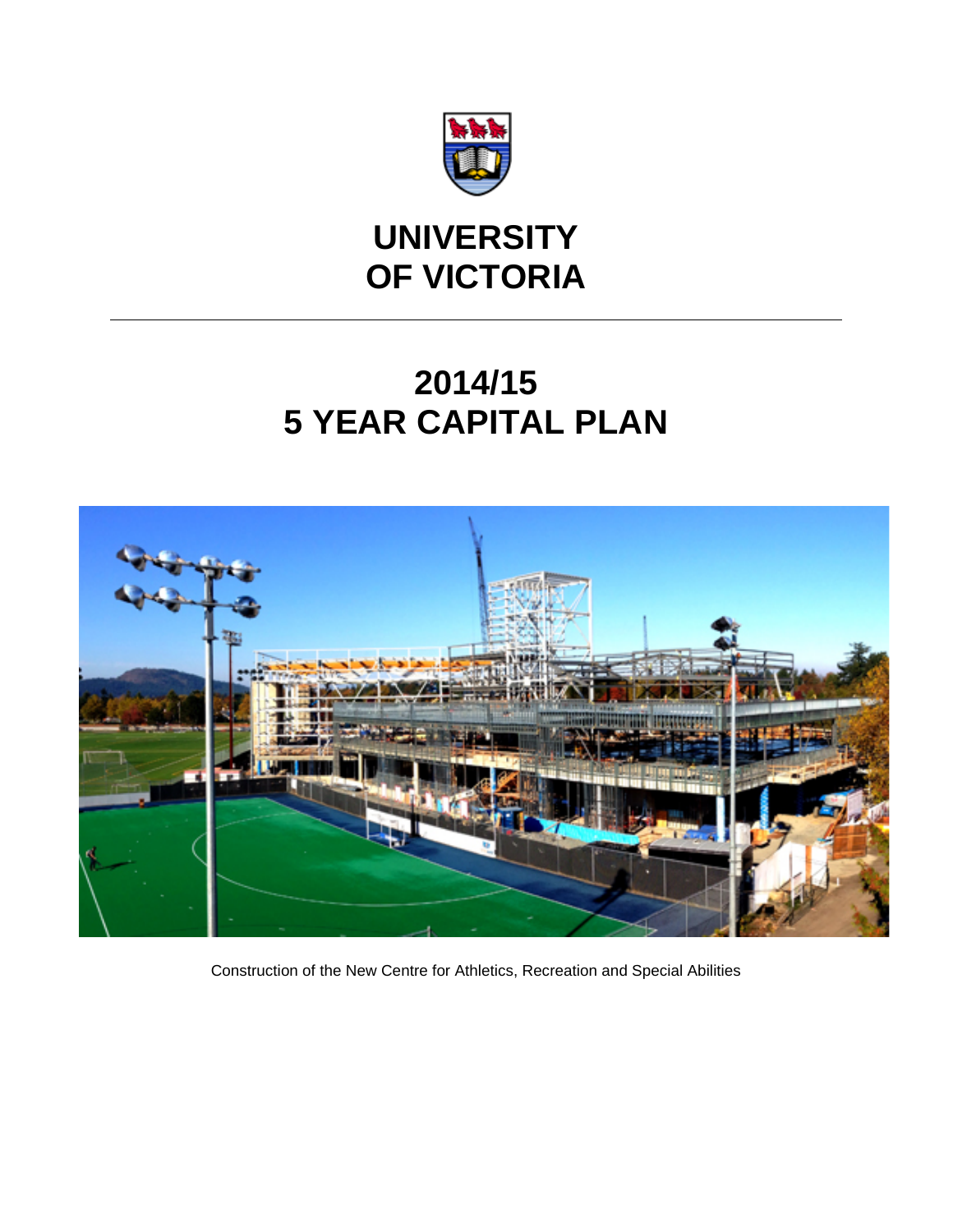# UNIVERSITY OF VICTORIA

---

# 2014/15
# 5 YEAR CAPITAL PLAN

Construction of the New Centre for Athletics, Recreation and Special Abilities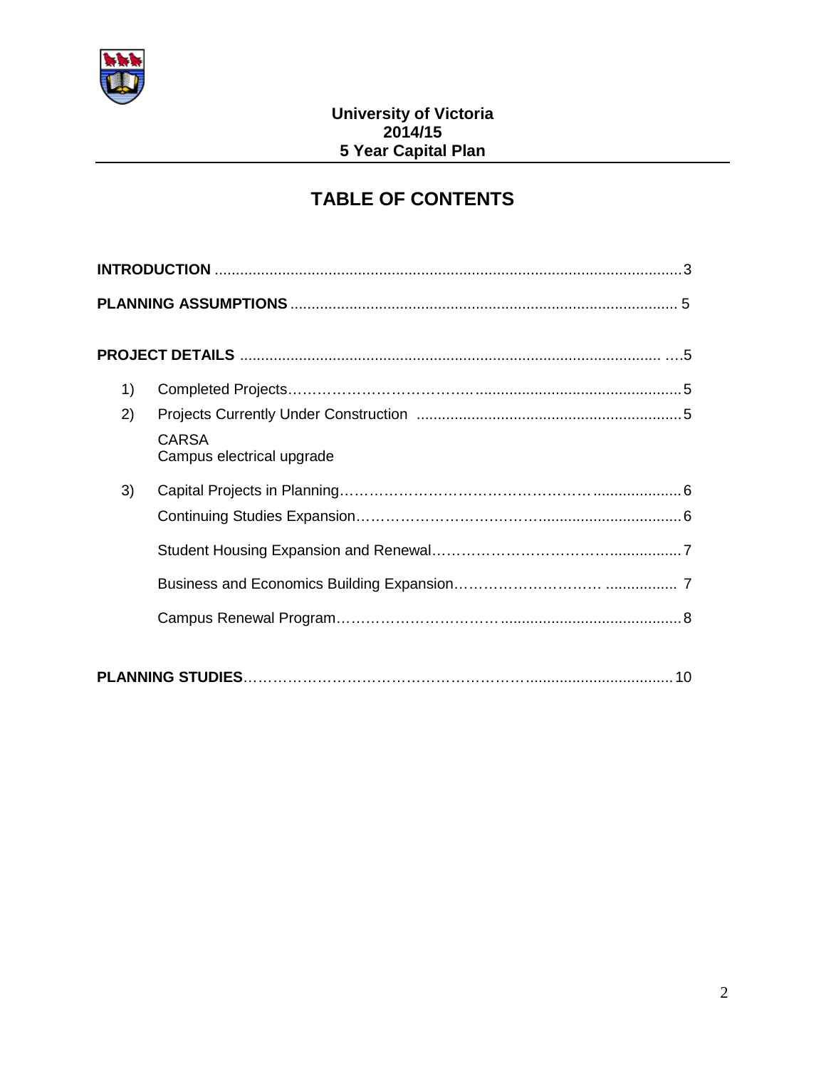**University of Victoria**
**2014/15**
**5 Year Capital Plan**

# TABLE OF CONTENTS

**INTRODUCTION** ....................................................................................................... 3

**PLANNING ASSUMPTIONS** .................................................................................. 5

**PROJECT DETAILS** ............................................................................................ ….5

1) Completed Projects………………………………….............................................. 5
2) Projects Currently Under Construction .............................................................. 5
   CARSA
   Campus electrical upgrade
3) Capital Projects in Planning…………………………………………….................... 6
   Continuing Studies Expansion…………………………………............................... 6
   Student Housing Expansion and Renewal……………………………….................. 7
   Business and Economics Building Expansion…………………………. ................ 7
   Campus Renewal Program…………………………….......................................... 8

**PLANNING STUDIES**…………………………………………………….................................. 10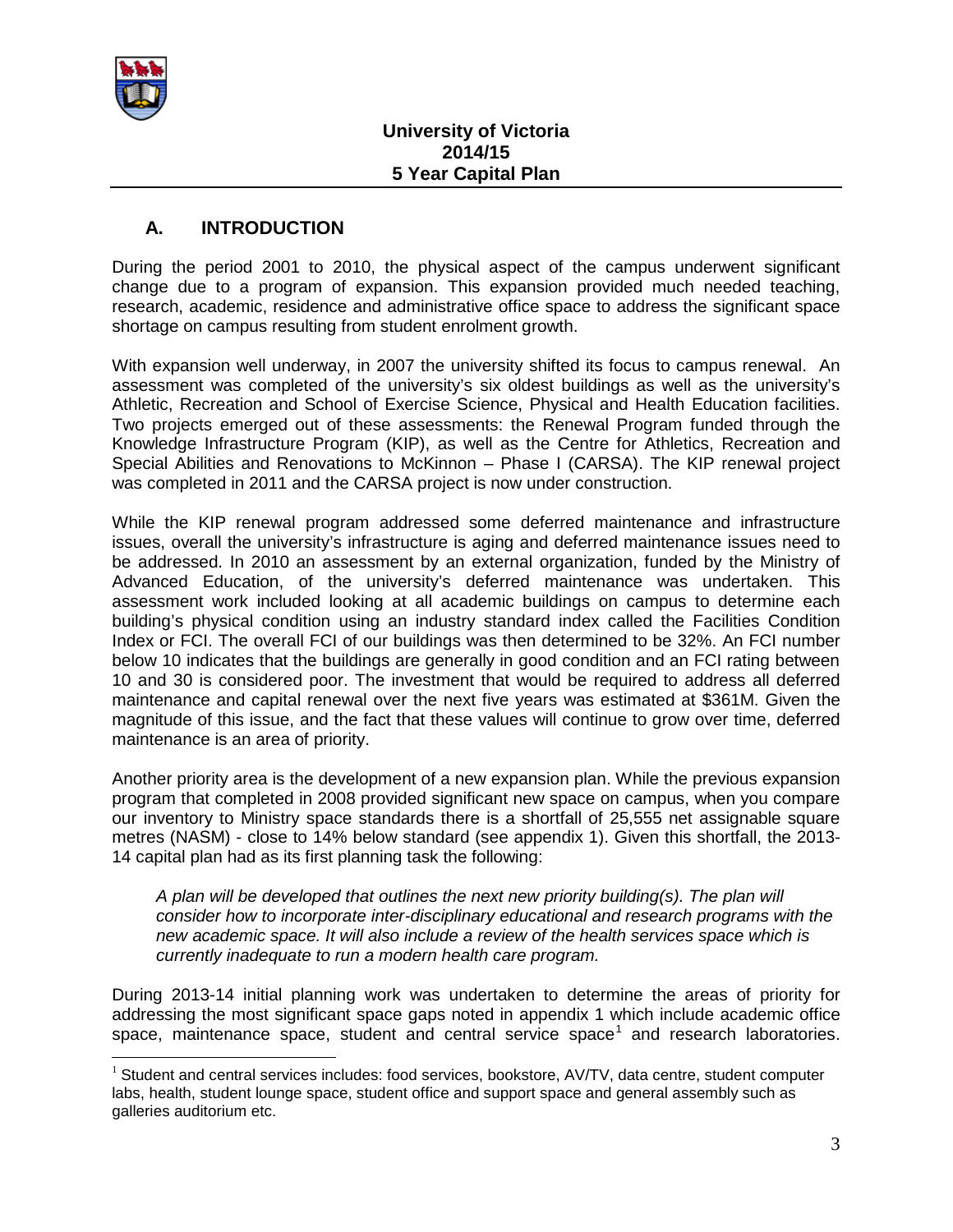**University of Victoria**
**2014/15**
**5 Year Capital Plan**

## A. INTRODUCTION

During the period 2001 to 2010, the physical aspect of the campus underwent significant change due to a program of expansion. This expansion provided much needed teaching, research, academic, residence and administrative office space to address the significant space shortage on campus resulting from student enrolment growth.

With expansion well underway, in 2007 the university shifted its focus to campus renewal. An assessment was completed of the university's six oldest buildings as well as the university's Athletic, Recreation and School of Exercise Science, Physical and Health Education facilities. Two projects emerged out of these assessments: the Renewal Program funded through the Knowledge Infrastructure Program (KIP), as well as the Centre for Athletics, Recreation and Special Abilities and Renovations to McKinnon – Phase I (CARSA). The KIP renewal project was completed in 2011 and the CARSA project is now under construction.

While the KIP renewal program addressed some deferred maintenance and infrastructure issues, overall the university's infrastructure is aging and deferred maintenance issues need to be addressed. In 2010 an assessment by an external organization, funded by the Ministry of Advanced Education, of the university's deferred maintenance was undertaken. This assessment work included looking at all academic buildings on campus to determine each building's physical condition using an industry standard index called the Facilities Condition Index or FCI. The overall FCI of our buildings was then determined to be 32%. An FCI number below 10 indicates that the buildings are generally in good condition and an FCI rating between 10 and 30 is considered poor. The investment that would be required to address all deferred maintenance and capital renewal over the next five years was estimated at $361M. Given the magnitude of this issue, and the fact that these values will continue to grow over time, deferred maintenance is an area of priority.

Another priority area is the development of a new expansion plan. While the previous expansion program that completed in 2008 provided significant new space on campus, when you compare our inventory to Ministry space standards there is a shortfall of 25,555 net assignable square metres (NASM) - close to 14% below standard (see appendix 1). Given this shortfall, the 2013-14 capital plan had as its first planning task the following:

*A plan will be developed that outlines the next new priority building(s). The plan will consider how to incorporate inter-disciplinary educational and research programs with the new academic space. It will also include a review of the health services space which is currently inadequate to run a modern health care program.*

During 2013-14 initial planning work was undertaken to determine the areas of priority for addressing the most significant space gaps noted in appendix 1 which include academic office space, maintenance space, student and central service space[1] and research laboratories.

[1] Student and central services includes: food services, bookstore, AV/TV, data centre, student computer labs, health, student lounge space, student office and support space and general assembly such as galleries auditorium etc.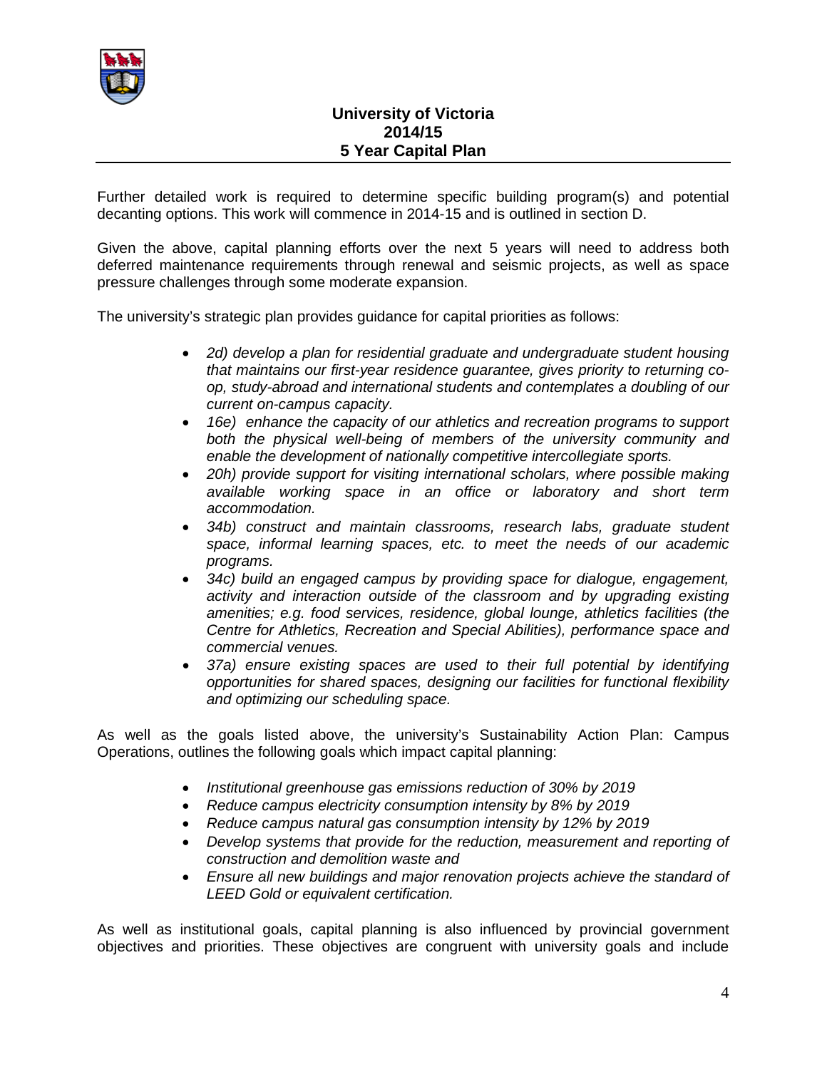Further detailed work is required to determine specific building program(s) and potential decanting options. This work will commence in 2014-15 and is outlined in section D.

Given the above, capital planning efforts over the next 5 years will need to address both deferred maintenance requirements through renewal and seismic projects, as well as space pressure challenges through some moderate expansion.

The university's strategic plan provides guidance for capital priorities as follows:

- *2d) develop a plan for residential graduate and undergraduate student housing that maintains our first-year residence guarantee, gives priority to returning co-op, study-abroad and international students and contemplates a doubling of our current on-campus capacity.*
- *16e) enhance the capacity of our athletics and recreation programs to support both the physical well-being of members of the university community and enable the development of nationally competitive intercollegiate sports.*
- *20h) provide support for visiting international scholars, where possible making available working space in an office or laboratory and short term accommodation.*
- *34b) construct and maintain classrooms, research labs, graduate student space, informal learning spaces, etc. to meet the needs of our academic programs.*
- *34c) build an engaged campus by providing space for dialogue, engagement, activity and interaction outside of the classroom and by upgrading existing amenities; e.g. food services, residence, global lounge, athletics facilities (the Centre for Athletics, Recreation and Special Abilities), performance space and commercial venues.*
- *37a) ensure existing spaces are used to their full potential by identifying opportunities for shared spaces, designing our facilities for functional flexibility and optimizing our scheduling space.*

As well as the goals listed above, the university's Sustainability Action Plan: Campus Operations, outlines the following goals which impact capital planning:

- *Institutional greenhouse gas emissions reduction of 30% by 2019*
- *Reduce campus electricity consumption intensity by 8% by 2019*
- *Reduce campus natural gas consumption intensity by 12% by 2019*
- *Develop systems that provide for the reduction, measurement and reporting of construction and demolition waste and*
- *Ensure all new buildings and major renovation projects achieve the standard of LEED Gold or equivalent certification.*

As well as institutional goals, capital planning is also influenced by provincial government objectives and priorities. These objectives are congruent with university goals and include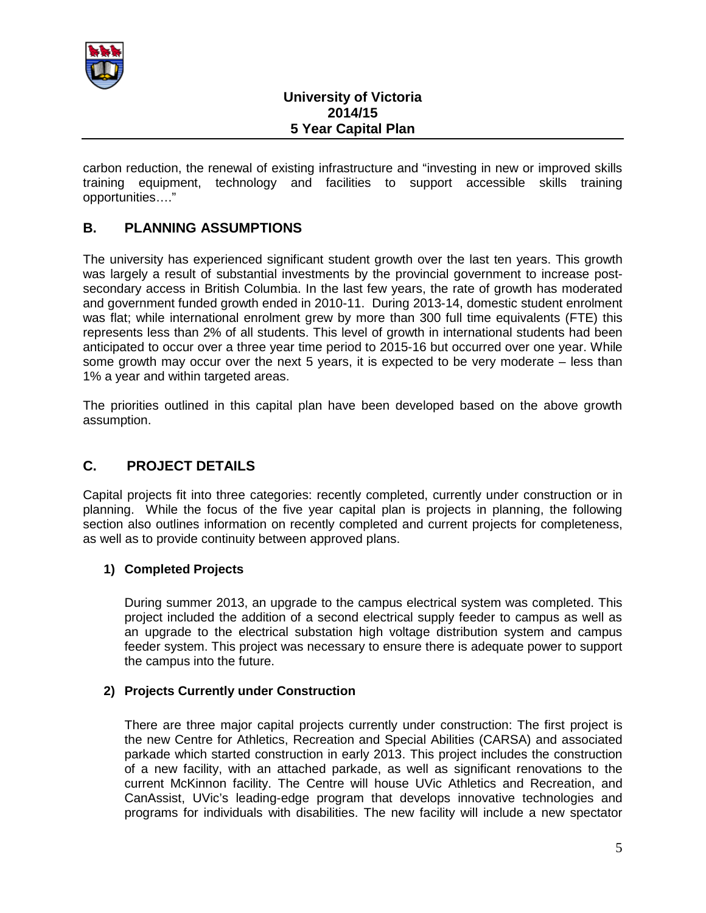carbon reduction, the renewal of existing infrastructure and "investing in new or improved skills training equipment, technology and facilities to support accessible skills training opportunities…."

## B. PLANNING ASSUMPTIONS

The university has experienced significant student growth over the last ten years. This growth was largely a result of substantial investments by the provincial government to increase post-secondary access in British Columbia. In the last few years, the rate of growth has moderated and government funded growth ended in 2010-11. During 2013-14, domestic student enrolment was flat; while international enrolment grew by more than 300 full time equivalents (FTE) this represents less than 2% of all students. This level of growth in international students had been anticipated to occur over a three year time period to 2015-16 but occurred over one year. While some growth may occur over the next 5 years, it is expected to be very moderate – less than 1% a year and within targeted areas.

The priorities outlined in this capital plan have been developed based on the above growth assumption.

## C. PROJECT DETAILS

Capital projects fit into three categories: recently completed, currently under construction or in planning. While the focus of the five year capital plan is projects in planning, the following section also outlines information on recently completed and current projects for completeness, as well as to provide continuity between approved plans.

### 1) Completed Projects

During summer 2013, an upgrade to the campus electrical system was completed. This project included the addition of a second electrical supply feeder to campus as well as an upgrade to the electrical substation high voltage distribution system and campus feeder system. This project was necessary to ensure there is adequate power to support the campus into the future.

### 2) Projects Currently under Construction

There are three major capital projects currently under construction: The first project is the new Centre for Athletics, Recreation and Special Abilities (CARSA) and associated parkade which started construction in early 2013. This project includes the construction of a new facility, with an attached parkade, as well as significant renovations to the current McKinnon facility. The Centre will house UVic Athletics and Recreation, and CanAssist, UVic's leading-edge program that develops innovative technologies and programs for individuals with disabilities. The new facility will include a new spectator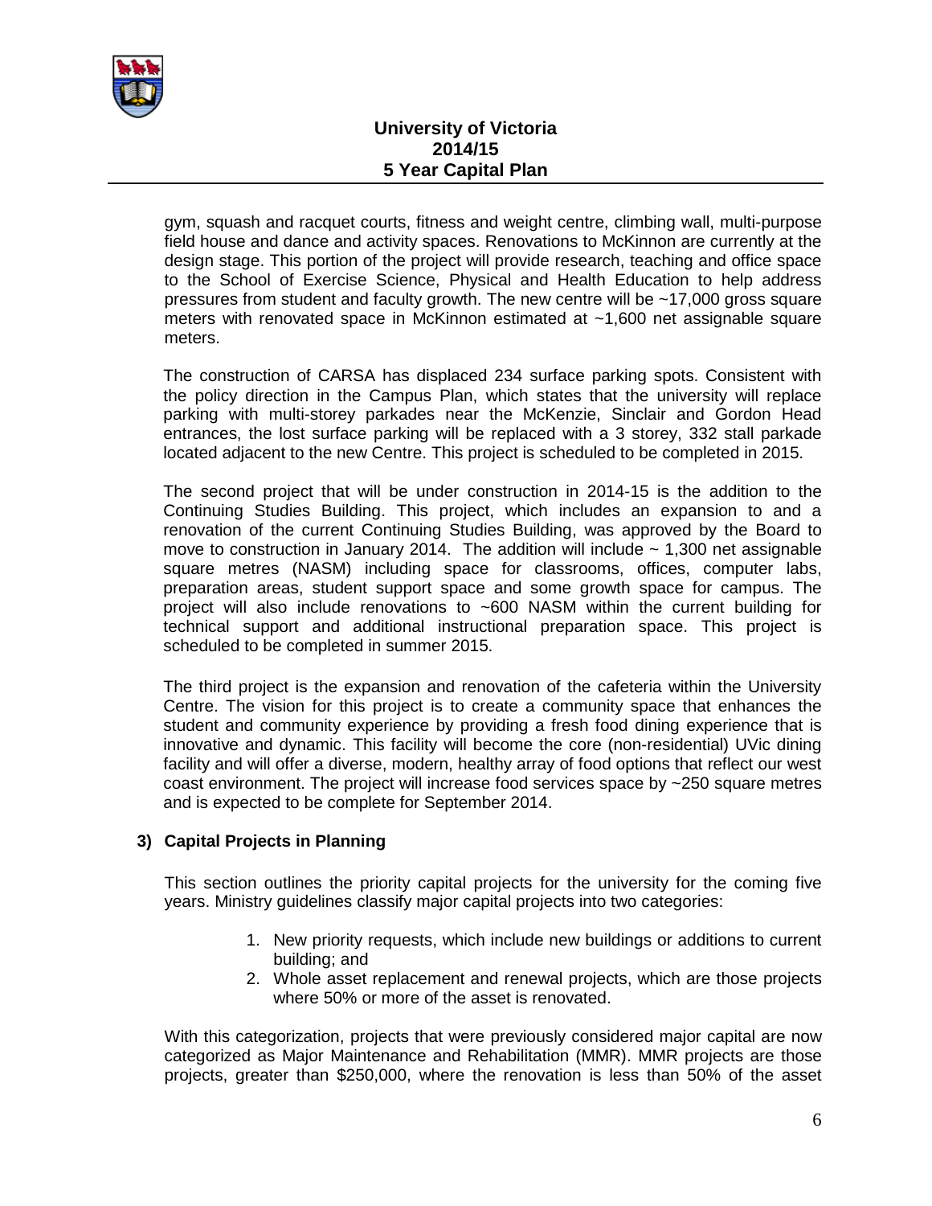gym, squash and racquet courts, fitness and weight centre, climbing wall, multi-purpose field house and dance and activity spaces. Renovations to McKinnon are currently at the design stage. This portion of the project will provide research, teaching and office space to the School of Exercise Science, Physical and Health Education to help address pressures from student and faculty growth. The new centre will be ~17,000 gross square meters with renovated space in McKinnon estimated at ~1,600 net assignable square meters.

The construction of CARSA has displaced 234 surface parking spots. Consistent with the policy direction in the Campus Plan, which states that the university will replace parking with multi-storey parkades near the McKenzie, Sinclair and Gordon Head entrances, the lost surface parking will be replaced with a 3 storey, 332 stall parkade located adjacent to the new Centre. This project is scheduled to be completed in 2015.

The second project that will be under construction in 2014-15 is the addition to the Continuing Studies Building. This project, which includes an expansion to and a renovation of the current Continuing Studies Building, was approved by the Board to move to construction in January 2014. The addition will include ~ 1,300 net assignable square metres (NASM) including space for classrooms, offices, computer labs, preparation areas, student support space and some growth space for campus. The project will also include renovations to ~600 NASM within the current building for technical support and additional instructional preparation space. This project is scheduled to be completed in summer 2015.

The third project is the expansion and renovation of the cafeteria within the University Centre. The vision for this project is to create a community space that enhances the student and community experience by providing a fresh food dining experience that is innovative and dynamic. This facility will become the core (non-residential) UVic dining facility and will offer a diverse, modern, healthy array of food options that reflect our west coast environment. The project will increase food services space by ~250 square metres and is expected to be complete for September 2014.

### 3) Capital Projects in Planning

This section outlines the priority capital projects for the university for the coming five years. Ministry guidelines classify major capital projects into two categories:

1. New priority requests, which include new buildings or additions to current building; and
2. Whole asset replacement and renewal projects, which are those projects where 50% or more of the asset is renovated.

With this categorization, projects that were previously considered major capital are now categorized as Major Maintenance and Rehabilitation (MMR). MMR projects are those projects, greater than $250,000, where the renovation is less than 50% of the asset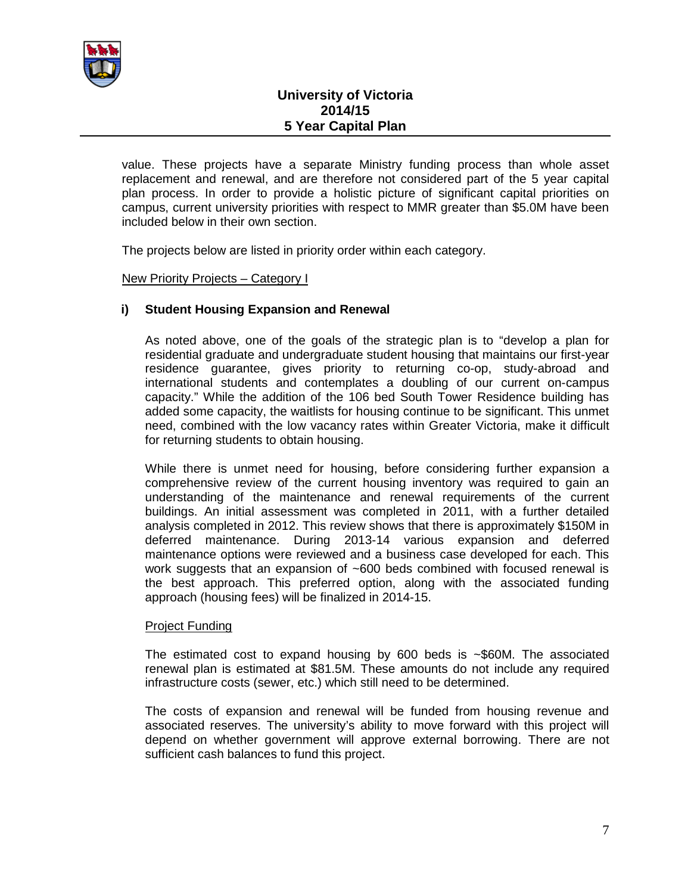value. These projects have a separate Ministry funding process than whole asset replacement and renewal, and are therefore not considered part of the 5 year capital plan process. In order to provide a holistic picture of significant capital priorities on campus, current university priorities with respect to MMR greater than $5.0M have been included below in their own section.

The projects below are listed in priority order within each category.

<u>New Priority Projects – Category I</u>

**i) Student Housing Expansion and Renewal**

As noted above, one of the goals of the strategic plan is to "develop a plan for residential graduate and undergraduate student housing that maintains our first-year residence guarantee, gives priority to returning co-op, study-abroad and international students and contemplates a doubling of our current on-campus capacity." While the addition of the 106 bed South Tower Residence building has added some capacity, the waitlists for housing continue to be significant. This unmet need, combined with the low vacancy rates within Greater Victoria, make it difficult for returning students to obtain housing.

While there is unmet need for housing, before considering further expansion a comprehensive review of the current housing inventory was required to gain an understanding of the maintenance and renewal requirements of the current buildings. An initial assessment was completed in 2011, with a further detailed analysis completed in 2012. This review shows that there is approximately $150M in deferred maintenance. During 2013-14 various expansion and deferred maintenance options were reviewed and a business case developed for each. This work suggests that an expansion of ~600 beds combined with focused renewal is the best approach. This preferred option, along with the associated funding approach (housing fees) will be finalized in 2014-15.

<u>Project Funding</u>

The estimated cost to expand housing by 600 beds is ~$60M. The associated renewal plan is estimated at $81.5M. These amounts do not include any required infrastructure costs (sewer, etc.) which still need to be determined.

The costs of expansion and renewal will be funded from housing revenue and associated reserves. The university's ability to move forward with this project will depend on whether government will approve external borrowing. There are not sufficient cash balances to fund this project.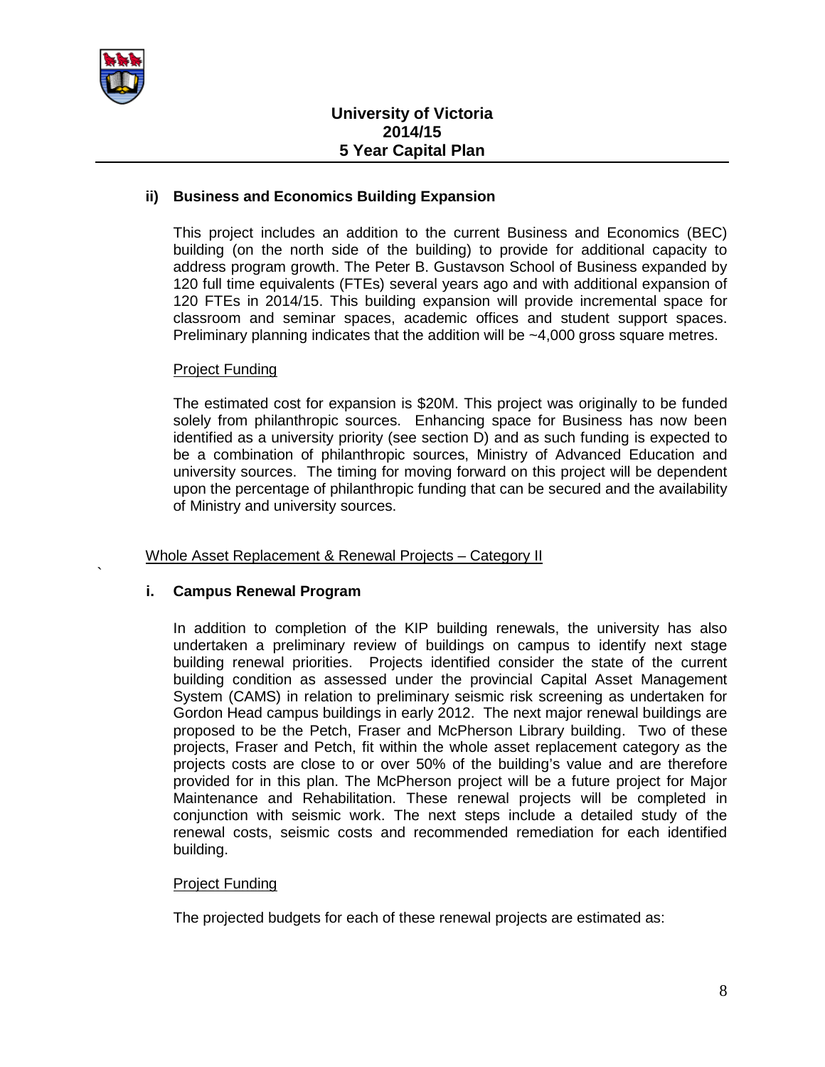### ii) Business and Economics Building Expansion

This project includes an addition to the current Business and Economics (BEC) building (on the north side of the building) to provide for additional capacity to address program growth. The Peter B. Gustavson School of Business expanded by 120 full time equivalents (FTEs) several years ago and with additional expansion of 120 FTEs in 2014/15. This building expansion will provide incremental space for classroom and seminar spaces, academic offices and student support spaces. Preliminary planning indicates that the addition will be ~4,000 gross square metres.

Project Funding

The estimated cost for expansion is $20M. This project was originally to be funded solely from philanthropic sources. Enhancing space for Business has now been identified as a university priority (see section D) and as such funding is expected to be a combination of philanthropic sources, Ministry of Advanced Education and university sources. The timing for moving forward on this project will be dependent upon the percentage of philanthropic funding that can be secured and the availability of Ministry and university sources.

Whole Asset Replacement & Renewal Projects – Category II

### i. Campus Renewal Program

In addition to completion of the KIP building renewals, the university has also undertaken a preliminary review of buildings on campus to identify next stage building renewal priorities. Projects identified consider the state of the current building condition as assessed under the provincial Capital Asset Management System (CAMS) in relation to preliminary seismic risk screening as undertaken for Gordon Head campus buildings in early 2012. The next major renewal buildings are proposed to be the Petch, Fraser and McPherson Library building. Two of these projects, Fraser and Petch, fit within the whole asset replacement category as the projects costs are close to or over 50% of the building's value and are therefore provided for in this plan. The McPherson project will be a future project for Major Maintenance and Rehabilitation. These renewal projects will be completed in conjunction with seismic work. The next steps include a detailed study of the renewal costs, seismic costs and recommended remediation for each identified building.

Project Funding

The projected budgets for each of these renewal projects are estimated as: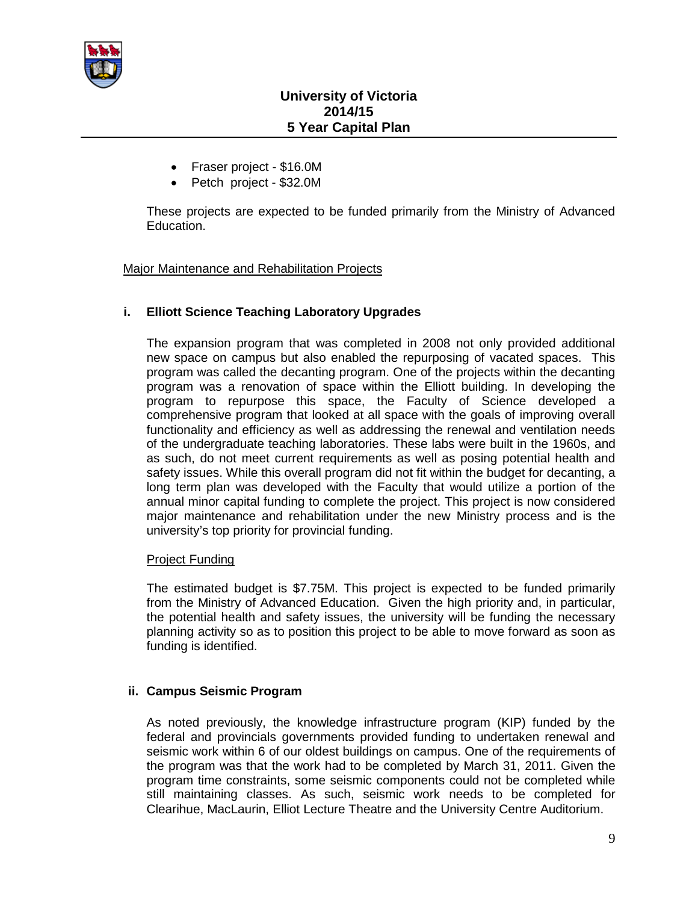- Fraser project - $16.0M
- Petch project - $32.0M

These projects are expected to be funded primarily from the Ministry of Advanced Education.

Major Maintenance and Rehabilitation Projects

**i. Elliott Science Teaching Laboratory Upgrades**

The expansion program that was completed in 2008 not only provided additional new space on campus but also enabled the repurposing of vacated spaces. This program was called the decanting program. One of the projects within the decanting program was a renovation of space within the Elliott building. In developing the program to repurpose this space, the Faculty of Science developed a comprehensive program that looked at all space with the goals of improving overall functionality and efficiency as well as addressing the renewal and ventilation needs of the undergraduate teaching laboratories. These labs were built in the 1960s, and as such, do not meet current requirements as well as posing potential health and safety issues. While this overall program did not fit within the budget for decanting, a long term plan was developed with the Faculty that would utilize a portion of the annual minor capital funding to complete the project. This project is now considered major maintenance and rehabilitation under the new Ministry process and is the university's top priority for provincial funding.

Project Funding

The estimated budget is $7.75M. This project is expected to be funded primarily from the Ministry of Advanced Education. Given the high priority and, in particular, the potential health and safety issues, the university will be funding the necessary planning activity so as to position this project to be able to move forward as soon as funding is identified.

**ii. Campus Seismic Program**

As noted previously, the knowledge infrastructure program (KIP) funded by the federal and provincials governments provided funding to undertaken renewal and seismic work within 6 of our oldest buildings on campus. One of the requirements of the program was that the work had to be completed by March 31, 2011. Given the program time constraints, some seismic components could not be completed while still maintaining classes. As such, seismic work needs to be completed for Clearihue, MacLaurin, Elliot Lecture Theatre and the University Centre Auditorium.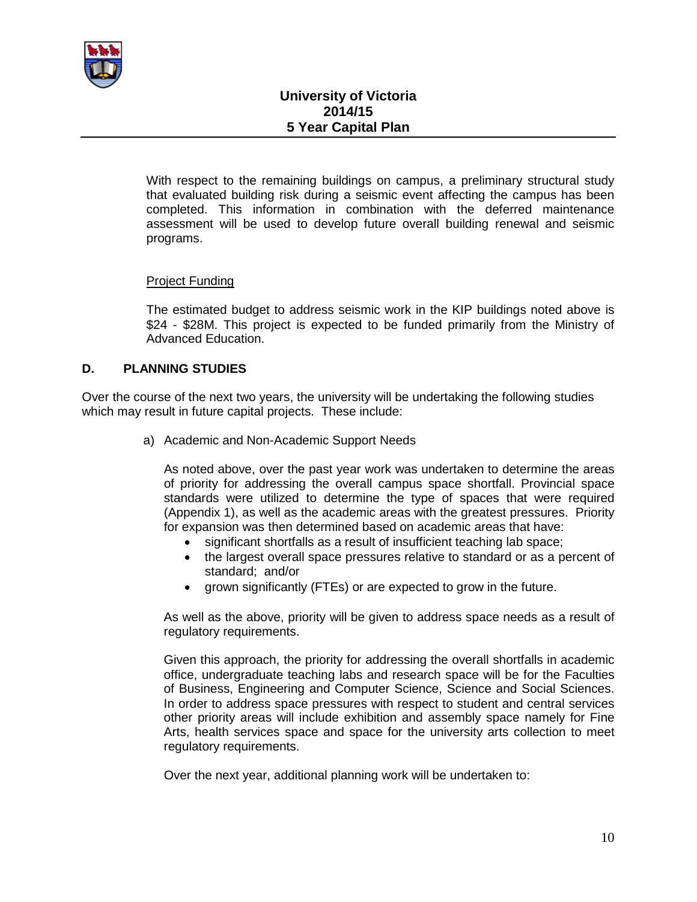With respect to the remaining buildings on campus, a preliminary structural study that evaluated building risk during a seismic event affecting the campus has been completed. This information in combination with the deferred maintenance assessment will be used to develop future overall building renewal and seismic programs.

Project Funding

The estimated budget to address seismic work in the KIP buildings noted above is $24 - $28M. This project is expected to be funded primarily from the Ministry of Advanced Education.

## D. PLANNING STUDIES

Over the course of the next two years, the university will be undertaking the following studies which may result in future capital projects. These include:

a) Academic and Non-Academic Support Needs

As noted above, over the past year work was undertaken to determine the areas of priority for addressing the overall campus space shortfall. Provincial space standards were utilized to determine the type of spaces that were required (Appendix 1), as well as the academic areas with the greatest pressures. Priority for expansion was then determined based on academic areas that have:

- significant shortfalls as a result of insufficient teaching lab space;
- the largest overall space pressures relative to standard or as a percent of standard; and/or
- grown significantly (FTEs) or are expected to grow in the future.

As well as the above, priority will be given to address space needs as a result of regulatory requirements.

Given this approach, the priority for addressing the overall shortfalls in academic office, undergraduate teaching labs and research space will be for the Faculties of Business, Engineering and Computer Science, Science and Social Sciences. In order to address space pressures with respect to student and central services other priority areas will include exhibition and assembly space namely for Fine Arts, health services space and space for the university arts collection to meet regulatory requirements.

Over the next year, additional planning work will be undertaken to: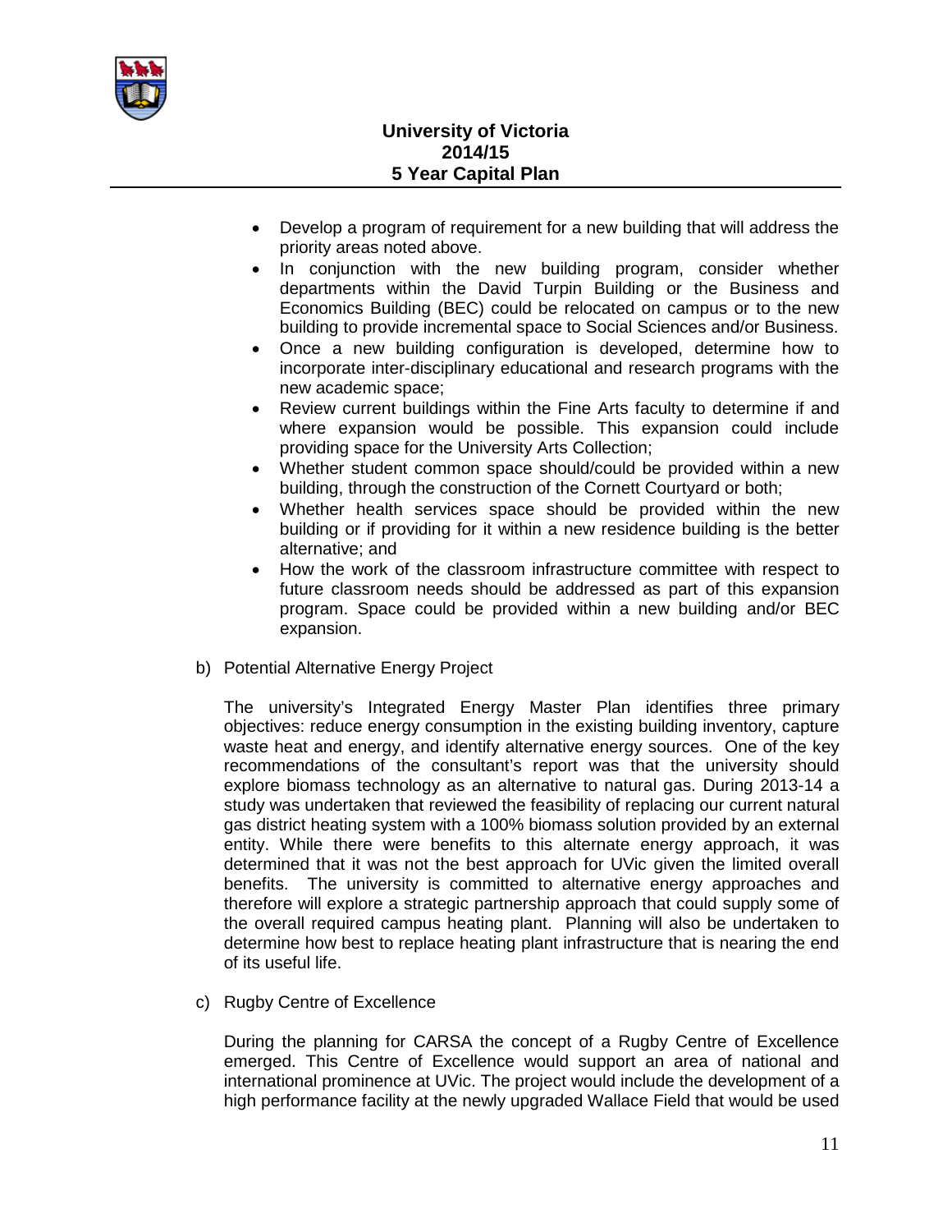- Develop a program of requirement for a new building that will address the priority areas noted above.
- In conjunction with the new building program, consider whether departments within the David Turpin Building or the Business and Economics Building (BEC) could be relocated on campus or to the new building to provide incremental space to Social Sciences and/or Business.
- Once a new building configuration is developed, determine how to incorporate inter-disciplinary educational and research programs with the new academic space;
- Review current buildings within the Fine Arts faculty to determine if and where expansion would be possible. This expansion could include providing space for the University Arts Collection;
- Whether student common space should/could be provided within a new building, through the construction of the Cornett Courtyard or both;
- Whether health services space should be provided within the new building or if providing for it within a new residence building is the better alternative; and
- How the work of the classroom infrastructure committee with respect to future classroom needs should be addressed as part of this expansion program. Space could be provided within a new building and/or BEC expansion.

b) Potential Alternative Energy Project

The university's Integrated Energy Master Plan identifies three primary objectives: reduce energy consumption in the existing building inventory, capture waste heat and energy, and identify alternative energy sources. One of the key recommendations of the consultant's report was that the university should explore biomass technology as an alternative to natural gas. During 2013-14 a study was undertaken that reviewed the feasibility of replacing our current natural gas district heating system with a 100% biomass solution provided by an external entity. While there were benefits to this alternate energy approach, it was determined that it was not the best approach for UVic given the limited overall benefits. The university is committed to alternative energy approaches and therefore will explore a strategic partnership approach that could supply some of the overall required campus heating plant. Planning will also be undertaken to determine how best to replace heating plant infrastructure that is nearing the end of its useful life.

c) Rugby Centre of Excellence

During the planning for CARSA the concept of a Rugby Centre of Excellence emerged. This Centre of Excellence would support an area of national and international prominence at UVic. The project would include the development of a high performance facility at the newly upgraded Wallace Field that would be used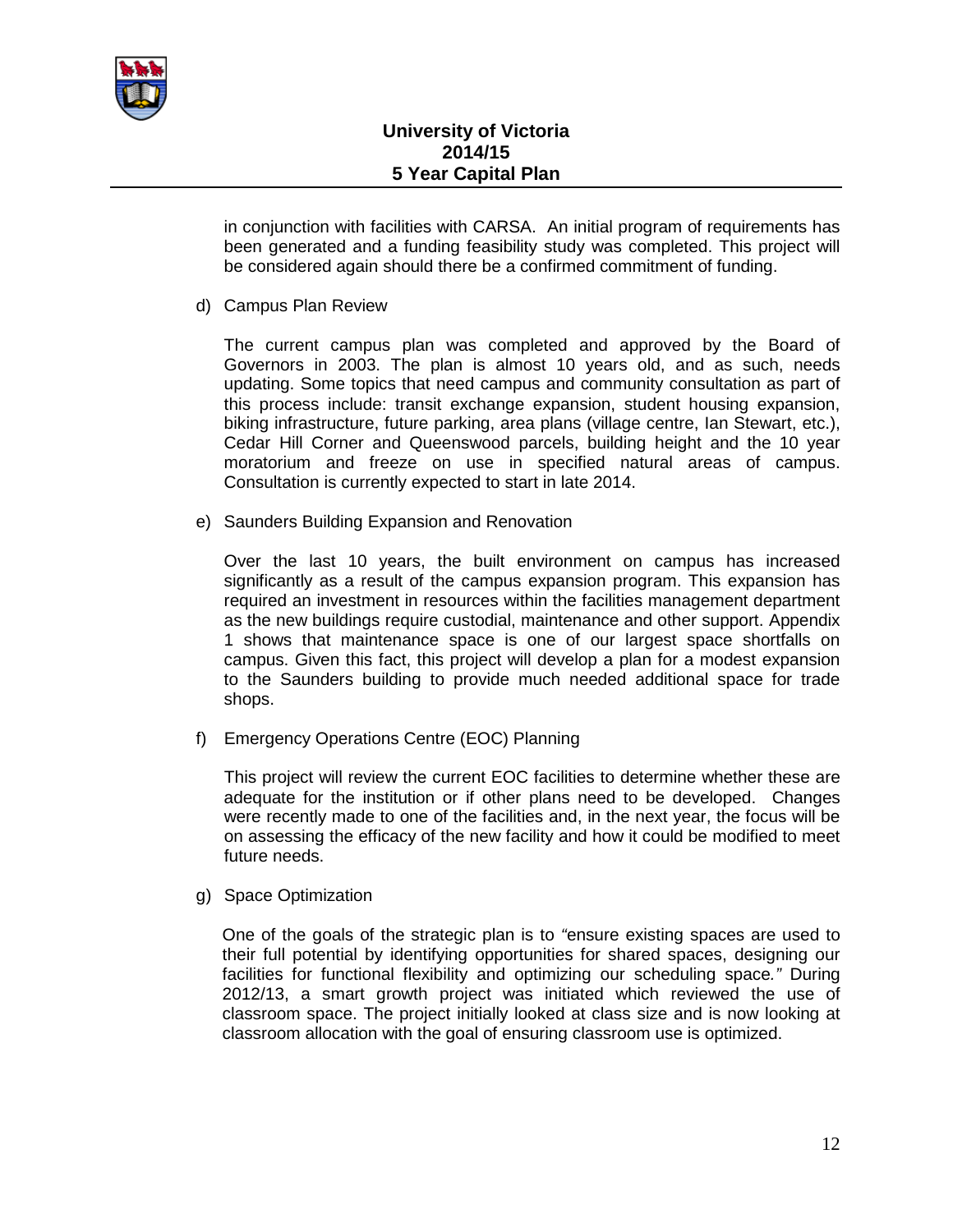in conjunction with facilities with CARSA. An initial program of requirements has been generated and a funding feasibility study was completed. This project will be considered again should there be a confirmed commitment of funding.

d) Campus Plan Review

The current campus plan was completed and approved by the Board of Governors in 2003. The plan is almost 10 years old, and as such, needs updating. Some topics that need campus and community consultation as part of this process include: transit exchange expansion, student housing expansion, biking infrastructure, future parking, area plans (village centre, Ian Stewart, etc.), Cedar Hill Corner and Queenswood parcels, building height and the 10 year moratorium and freeze on use in specified natural areas of campus. Consultation is currently expected to start in late 2014.

e) Saunders Building Expansion and Renovation

Over the last 10 years, the built environment on campus has increased significantly as a result of the campus expansion program. This expansion has required an investment in resources within the facilities management department as the new buildings require custodial, maintenance and other support. Appendix 1 shows that maintenance space is one of our largest space shortfalls on campus. Given this fact, this project will develop a plan for a modest expansion to the Saunders building to provide much needed additional space for trade shops.

f) Emergency Operations Centre (EOC) Planning

This project will review the current EOC facilities to determine whether these are adequate for the institution or if other plans need to be developed. Changes were recently made to one of the facilities and, in the next year, the focus will be on assessing the efficacy of the new facility and how it could be modified to meet future needs.

g) Space Optimization

One of the goals of the strategic plan is to *"ensure existing spaces are used to their full potential by identifying opportunities for shared spaces, designing our facilities for functional flexibility and optimizing our scheduling space."* During 2012/13, a smart growth project was initiated which reviewed the use of classroom space. The project initially looked at class size and is now looking at classroom allocation with the goal of ensuring classroom use is optimized.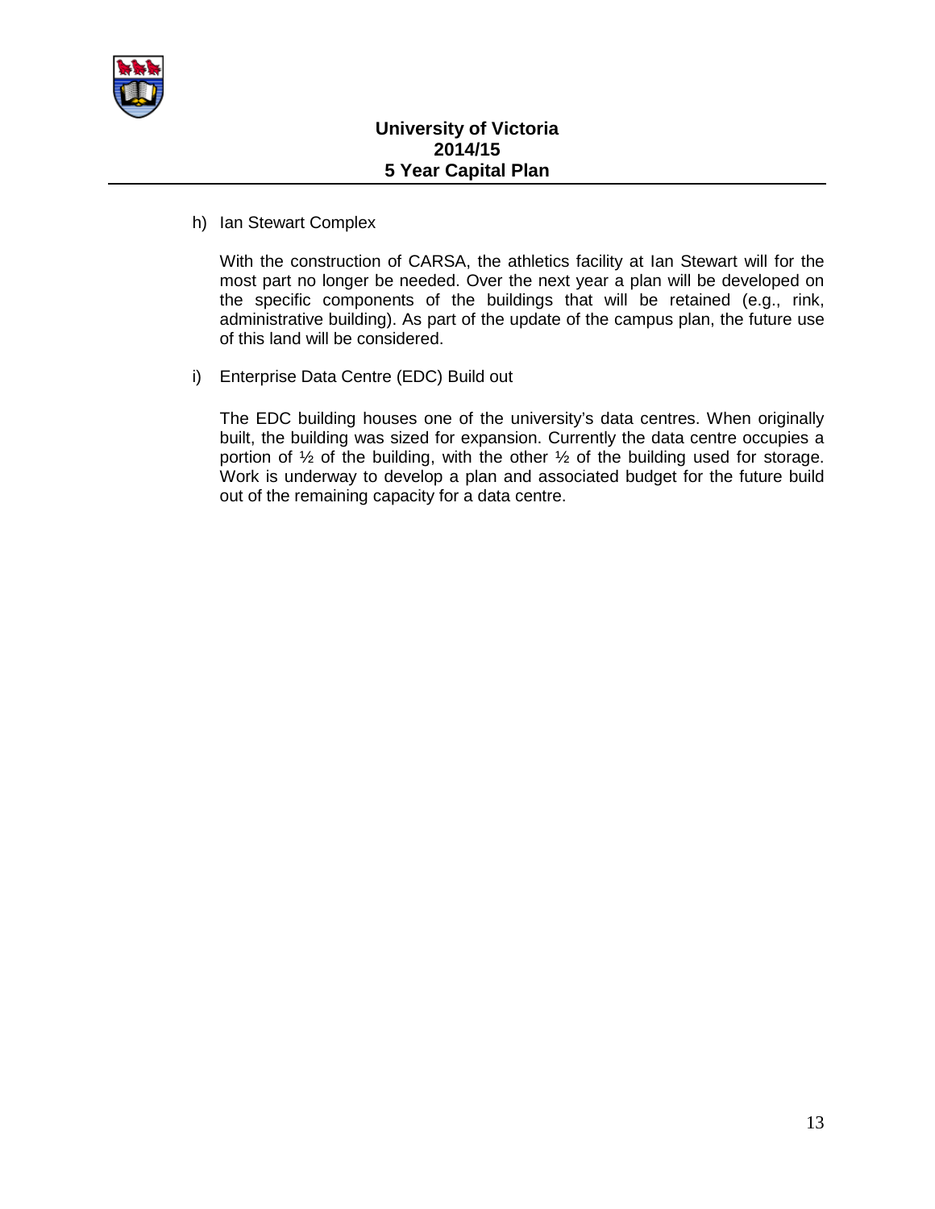h) Ian Stewart Complex

With the construction of CARSA, the athletics facility at Ian Stewart will for the most part no longer be needed. Over the next year a plan will be developed on the specific components of the buildings that will be retained (e.g., rink, administrative building). As part of the update of the campus plan, the future use of this land will be considered.

i) Enterprise Data Centre (EDC) Build out

The EDC building houses one of the university's data centres. When originally built, the building was sized for expansion. Currently the data centre occupies a portion of ½ of the building, with the other ½ of the building used for storage. Work is underway to develop a plan and associated budget for the future build out of the remaining capacity for a data centre.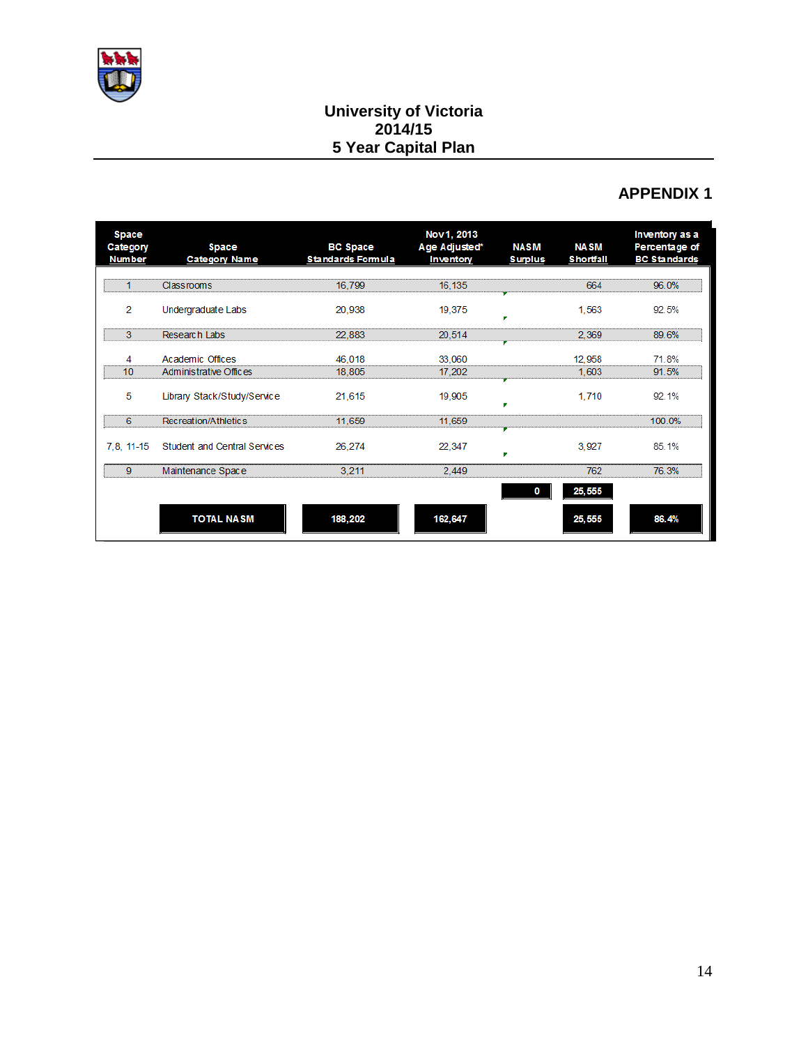# University of Victoria
## 2014/15
## 5 Year Capital Plan

## APPENDIX 1

| Space Category Number | Space Category Name | BC Space Standards Formula | Nov 1, 2013 Age Adjusted* Inventory | NASM Surplus | NASM Shortfall | Inventory as a Percentage of BC Standards |
|---|---|---|---|---|---|---|
| 1 | Classrooms | 16,799 | 16,135 | | 664 | 96.0% |
| 2 | Undergraduate Labs | 20,938 | 19,375 | | 1,563 | 92.5% |
| 3 | Research Labs | 22,883 | 20,514 | | 2,369 | 89.6% |
| 4 | Academic Offices | 46,018 | 33,060 | | 12,958 | 71.8% |
| 10 | Administrative Offices | 18,805 | 17,202 | | 1,603 | 91.5% |
| 5 | Library Stack/Study/Service | 21,615 | 19,905 | | 1,710 | 92.1% |
| 6 | Recreation/Athletics | 11,659 | 11,659 | | | 100.0% |
| 7,8, 11-15 | Student and Central Services | 26,274 | 22,347 | | 3,927 | 85.1% |
| 9 | Maintenance Space | 3,211 | 2,449 | | 762 | 76.3% |
| | | | | 0 | 25,555 | |
| | **TOTAL NASM** | **188,202** | **162,647** | | **25,555** | **86.4%** |